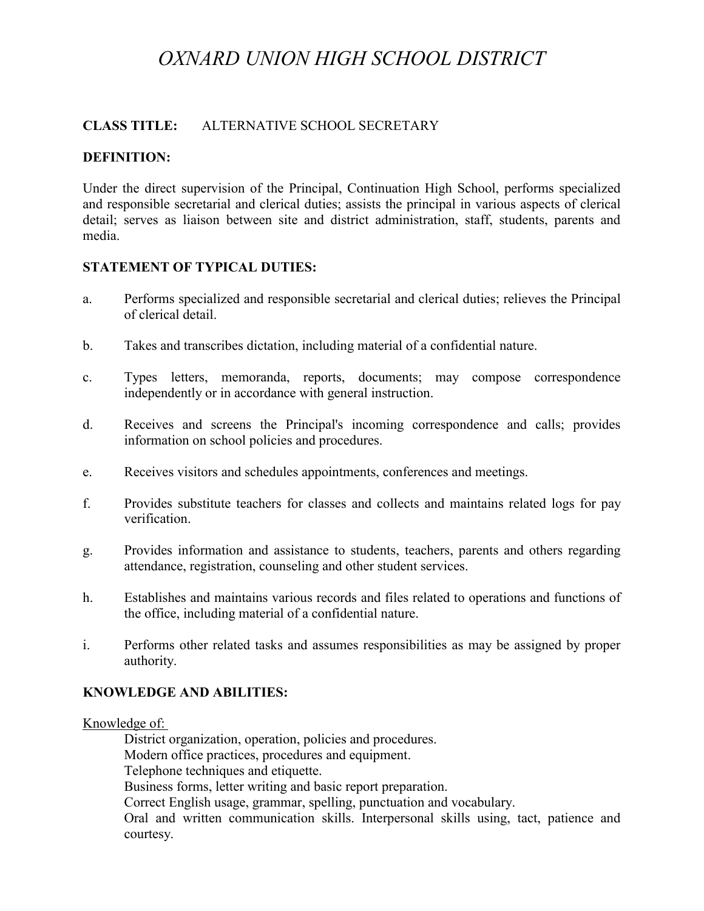# *OXNARD UNION HIGH SCHOOL DISTRICT*

**CLASS TITLE:** ALTERNATIVE SCHOOL SECRETARY

**DEFINITION:**

Under the direct supervision of the Principal, Continuation High School, performs specialized and responsible secretarial and clerical duties; assists the principal in various aspects of clerical detail; serves as liaison between site and district administration, staff, students, parents and media.

**STATEMENT OF TYPICAL DUTIES:**

a. Performs specialized and responsible secretarial and clerical duties; relieves the Principal of clerical detail.

b. Takes and transcribes dictation, including material of a confidential nature.

c. Types letters, memoranda, reports, documents; may compose correspondence independently or in accordance with general instruction.

d. Receives and screens the Principal's incoming correspondence and calls; provides information on school policies and procedures.

e. Receives visitors and schedules appointments, conferences and meetings.

f. Provides substitute teachers for classes and collects and maintains related logs for pay verification.

g. Provides information and assistance to students, teachers, parents and others regarding attendance, registration, counseling and other student services.

h. Establishes and maintains various records and files related to operations and functions of the office, including material of a confidential nature.

i. Performs other related tasks and assumes responsibilities as may be assigned by proper authority.

**KNOWLEDGE AND ABILITIES:**

Knowledge of:

District organization, operation, policies and procedures.
Modern office practices, procedures and equipment.
Telephone techniques and etiquette.
Business forms, letter writing and basic report preparation.
Correct English usage, grammar, spelling, punctuation and vocabulary.
Oral and written communication skills. Interpersonal skills using, tact, patience and courtesy.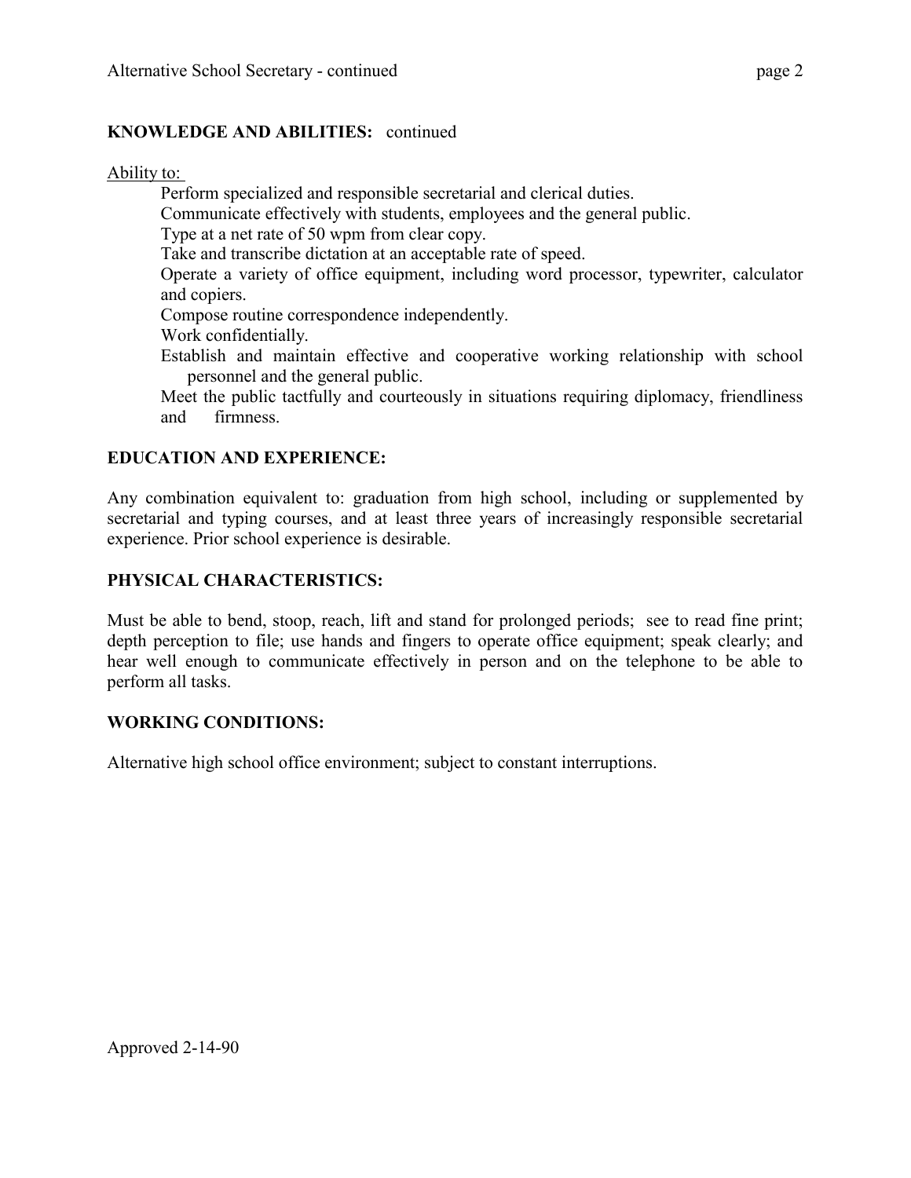**KNOWLEDGE AND ABILITIES:** continued

Ability to:

- Perform specialized and responsible secretarial and clerical duties.
- Communicate effectively with students, employees and the general public.
- Type at a net rate of 50 wpm from clear copy.
- Take and transcribe dictation at an acceptable rate of speed.
- Operate a variety of office equipment, including word processor, typewriter, calculator and copiers.
- Compose routine correspondence independently.
- Work confidentially.
- Establish and maintain effective and cooperative working relationship with school personnel and the general public.
- Meet the public tactfully and courteously in situations requiring diplomacy, friendliness and firmness.

## EDUCATION AND EXPERIENCE:

Any combination equivalent to: graduation from high school, including or supplemented by secretarial and typing courses, and at least three years of increasingly responsible secretarial experience. Prior school experience is desirable.

## PHYSICAL CHARACTERISTICS:

Must be able to bend, stoop, reach, lift and stand for prolonged periods; see to read fine print; depth perception to file; use hands and fingers to operate office equipment; speak clearly; and hear well enough to communicate effectively in person and on the telephone to be able to perform all tasks.

## WORKING CONDITIONS:

Alternative high school office environment; subject to constant interruptions.

Approved 2-14-90